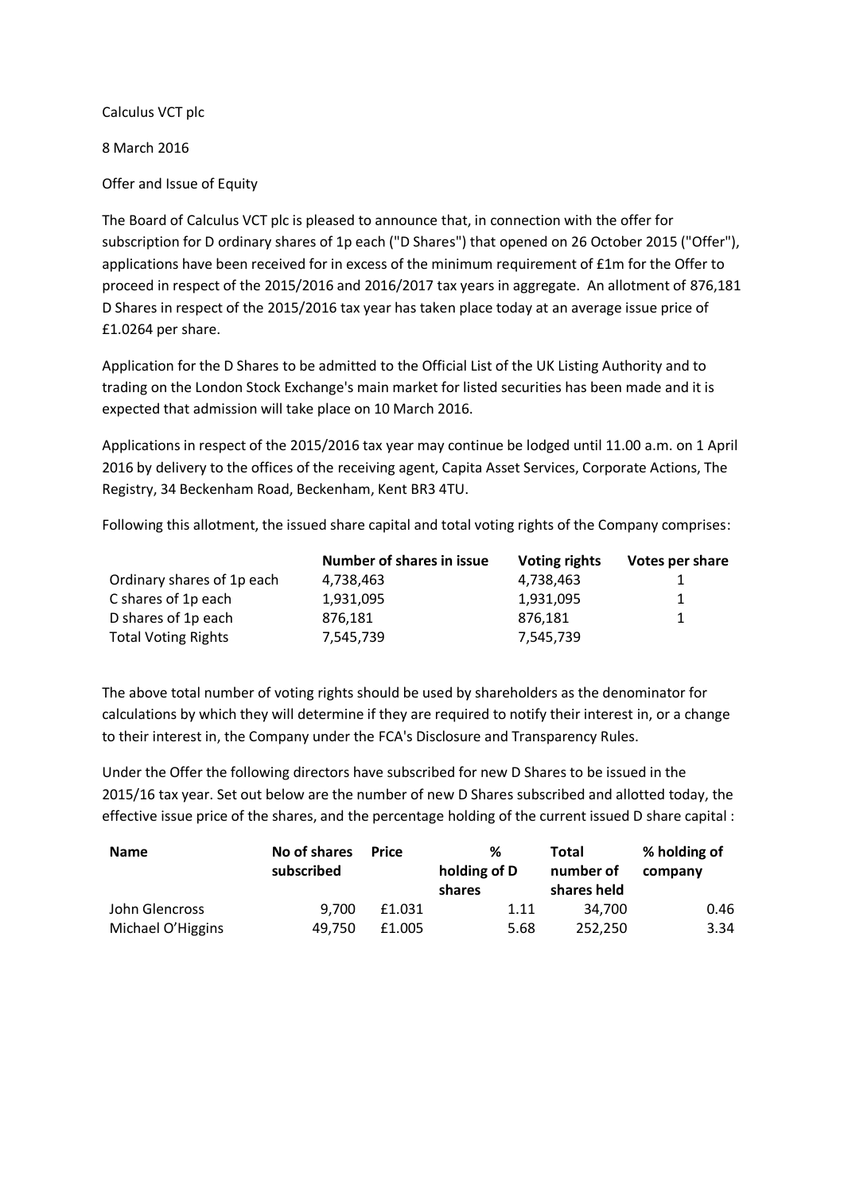Calculus VCT plc

8 March 2016

Offer and Issue of Equity

The Board of Calculus VCT plc is pleased to announce that, in connection with the offer for subscription for D ordinary shares of 1p each ("D Shares") that opened on 26 October 2015 ("Offer"), applications have been received for in excess of the minimum requirement of £1m for the Offer to proceed in respect of the 2015/2016 and 2016/2017 tax years in aggregate. An allotment of 876,181 D Shares in respect of the 2015/2016 tax year has taken place today at an average issue price of £1.0264 per share.

Application for the D Shares to be admitted to the Official List of the UK Listing Authority and to trading on the London Stock Exchange's main market for listed securities has been made and it is expected that admission will take place on 10 March 2016.

Applications in respect of the 2015/2016 tax year may continue be lodged until 11.00 a.m. on 1 April 2016 by delivery to the offices of the receiving agent, Capita Asset Services, Corporate Actions, The Registry, 34 Beckenham Road, Beckenham, Kent BR3 4TU.

Following this allotment, the issued share capital and total voting rights of the Company comprises:

| | Number of shares in issue | Voting rights | Votes per share |
|---|---|---|---|
| Ordinary shares of 1p each | 4,738,463 | 4,738,463 | 1 |
| C shares of 1p each | 1,931,095 | 1,931,095 | 1 |
| D shares of 1p each | 876,181 | 876,181 | 1 |
| Total Voting Rights | 7,545,739 | 7,545,739 | |

The above total number of voting rights should be used by shareholders as the denominator for calculations by which they will determine if they are required to notify their interest in, or a change to their interest in, the Company under the FCA's Disclosure and Transparency Rules.

Under the Offer the following directors have subscribed for new D Shares to be issued in the 2015/16 tax year. Set out below are the number of new D Shares subscribed and allotted today, the effective issue price of the shares, and the percentage holding of the current issued D share capital :

| Name | No of shares subscribed | Price | % holding of D shares | Total number of shares held | % holding of company |
|---|---|---|---|---|---|
| John Glencross | 9,700 | £1.031 | 1.11 | 34,700 | 0.46 |
| Michael O'Higgins | 49,750 | £1.005 | 5.68 | 252,250 | 3.34 |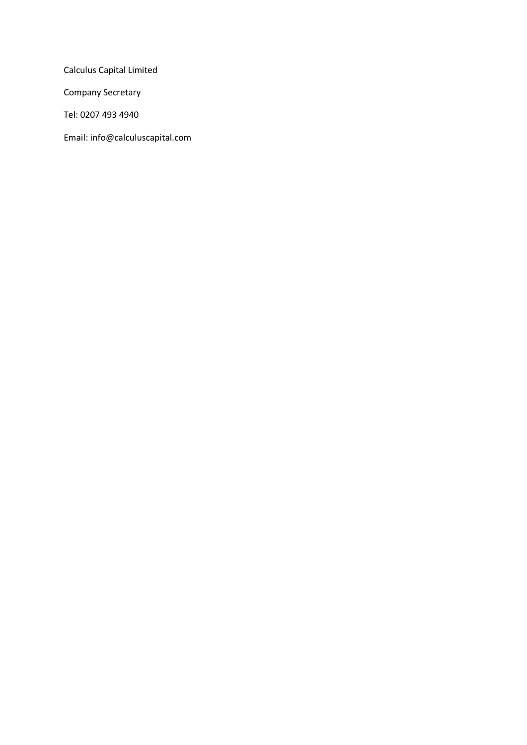Calculus Capital Limited

Company Secretary

Tel: 0207 493 4940

Email: info@calculuscapital.com